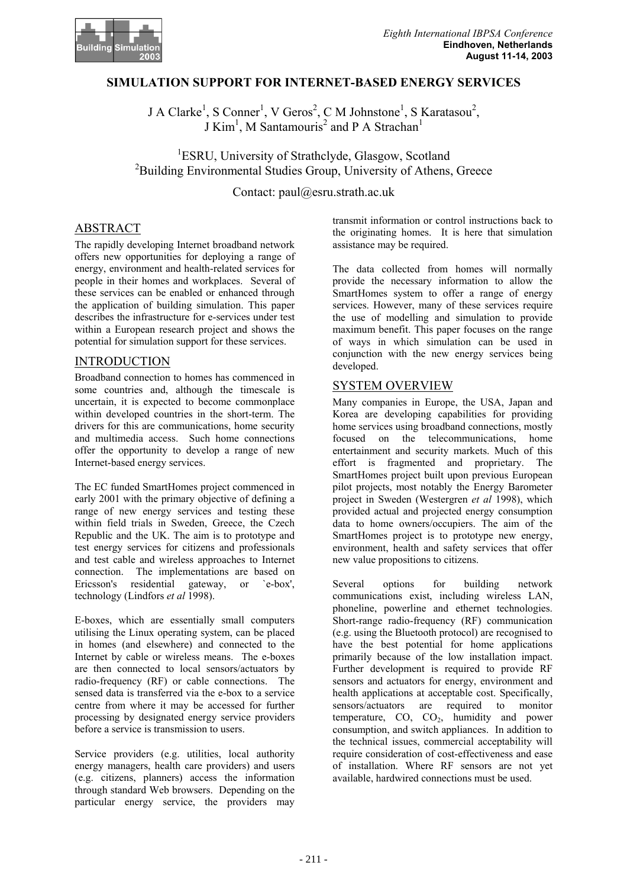# SIMULATION SUPPORT FOR INTERNET-BASED ENERGY SERVICES

J A Clarke[1], S Conner[1], V Geros[2], C M Johnstone[1], S Karatasou[2], J Kim[1], M Santamouris[2] and P A Strachan[1]

[1]ESRU, University of Strathclyde, Glasgow, Scotland
[2]Building Environmental Studies Group, University of Athens, Greece

Contact: paul@esru.strath.ac.uk

## ABSTRACT

The rapidly developing Internet broadband network offers new opportunities for deploying a range of energy, environment and health-related services for people in their homes and workplaces. Several of these services can be enabled or enhanced through the application of building simulation. This paper describes the infrastructure for e-services under test within a European research project and shows the potential for simulation support for these services.

## INTRODUCTION

Broadband connection to homes has commenced in some countries and, although the timescale is uncertain, it is expected to become commonplace within developed countries in the short-term. The drivers for this are communications, home security and multimedia access. Such home connections offer the opportunity to develop a range of new Internet-based energy services.

The EC funded SmartHomes project commenced in early 2001 with the primary objective of defining a range of new energy services and testing these within field trials in Sweden, Greece, the Czech Republic and the UK. The aim is to prototype and test energy services for citizens and professionals and test cable and wireless approaches to Internet connection. The implementations are based on Ericsson's residential gateway, or `e-box', technology (Lindfors *et al* 1998).

E-boxes, which are essentially small computers utilising the Linux operating system, can be placed in homes (and elsewhere) and connected to the Internet by cable or wireless means. The e-boxes are then connected to local sensors/actuators by radio-frequency (RF) or cable connections. The sensed data is transferred via the e-box to a service centre from where it may be accessed for further processing by designated energy service providers before a service is transmission to users.

Service providers (e.g. utilities, local authority energy managers, health care providers) and users (e.g. citizens, planners) access the information through standard Web browsers. Depending on the particular energy service, the providers may transmit information or control instructions back to the originating homes. It is here that simulation assistance may be required.

The data collected from homes will normally provide the necessary information to allow the SmartHomes system to offer a range of energy services. However, many of these services require the use of modelling and simulation to provide maximum benefit. This paper focuses on the range of ways in which simulation can be used in conjunction with the new energy services being developed.

## SYSTEM OVERVIEW

Many companies in Europe, the USA, Japan and Korea are developing capabilities for providing home services using broadband connections, mostly focused on the telecommunications, home entertainment and security markets. Much of this effort is fragmented and proprietary. The SmartHomes project built upon previous European pilot projects, most notably the Energy Barometer project in Sweden (Westergren *et al* 1998), which provided actual and projected energy consumption data to home owners/occupiers. The aim of the SmartHomes project is to prototype new energy, environment, health and safety services that offer new value propositions to citizens.

Several options for building network communications exist, including wireless LAN, phoneline, powerline and ethernet technologies. Short-range radio-frequency (RF) communication (e.g. using the Bluetooth protocol) are recognised to have the best potential for home applications primarily because of the low installation impact. Further development is required to provide RF sensors and actuators for energy, environment and health applications at acceptable cost. Specifically, sensors/actuators are required to monitor temperature, CO, $CO_2$, humidity and power consumption, and switch appliances. In addition to the technical issues, commercial acceptability will require consideration of cost-effectiveness and ease of installation. Where RF sensors are not yet available, hardwired connections must be used.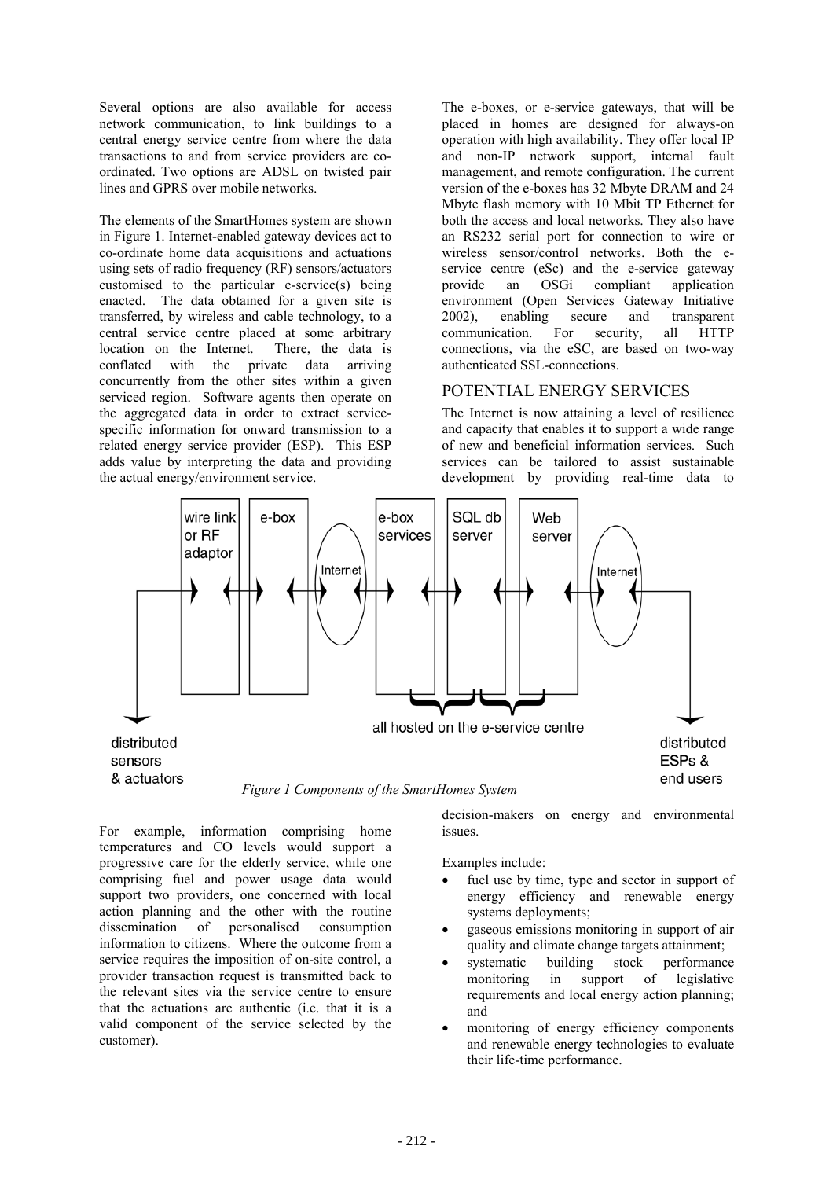Several options are also available for access network communication, to link buildings to a central energy service centre from where the data transactions to and from service providers are co-ordinated. Two options are ADSL on twisted pair lines and GPRS over mobile networks.

The elements of the SmartHomes system are shown in Figure 1. Internet-enabled gateway devices act to co-ordinate home data acquisitions and actuations using sets of radio frequency (RF) sensors/actuators customised to the particular e-service(s) being enacted. The data obtained for a given site is transferred, by wireless and cable technology, to a central service centre placed at some arbitrary location on the Internet. There, the data is conflated with the private data arriving concurrently from the other sites within a given serviced region. Software agents then operate on the aggregated data in order to extract service-specific information for onward transmission to a related energy service provider (ESP). This ESP adds value by interpreting the data and providing the actual energy/environment service.

For example, information comprising home temperatures and CO levels would support a progressive care for the elderly service, while one comprising fuel and power usage data would support two providers, one concerned with local action planning and the other with the routine dissemination of personalised consumption information to citizens. Where the outcome from a service requires the imposition of on-site control, a provider transaction request is transmitted back to the relevant sites via the service centre to ensure that the actuations are authentic (i.e. that it is a valid component of the service selected by the customer).

The e-boxes, or e-service gateways, that will be placed in homes are designed for always-on operation with high availability. They offer local IP and non-IP network support, internal fault management, and remote configuration. The current version of the e-boxes has 32 Mbyte DRAM and 24 Mbyte flash memory with 10 Mbit TP Ethernet for both the access and local networks. They also have an RS232 serial port for connection to wire or wireless sensor/control networks. Both the e-service centre (eSc) and the e-service gateway provide an OSGi compliant application environment (Open Services Gateway Initiative 2002), enabling secure and transparent communication. For security, all HTTP connections, via the eSC, are based on two-way authenticated SSL-connections.

## POTENTIAL ENERGY SERVICES

The Internet is now attaining a level of resilience and capacity that enables it to support a wide range of new and beneficial information services. Such services can be tailored to assist sustainable development by providing real-time data to decision-makers on energy and environmental issues.

wire link or RF adaptor | e-box | Internet | e-box services | SQL db server | Web server | Internet

distributed sensors & actuators — all hosted on the e-service centre — distributed ESPs & end users

*Figure 1 Components of the SmartHomes System*

Examples include:

- fuel use by time, type and sector in support of energy efficiency and renewable energy systems deployments;
- gaseous emissions monitoring in support of air quality and climate change targets attainment;
- systematic building stock performance monitoring in support of legislative requirements and local energy action planning; and
- monitoring of energy efficiency components and renewable energy technologies to evaluate their life-time performance.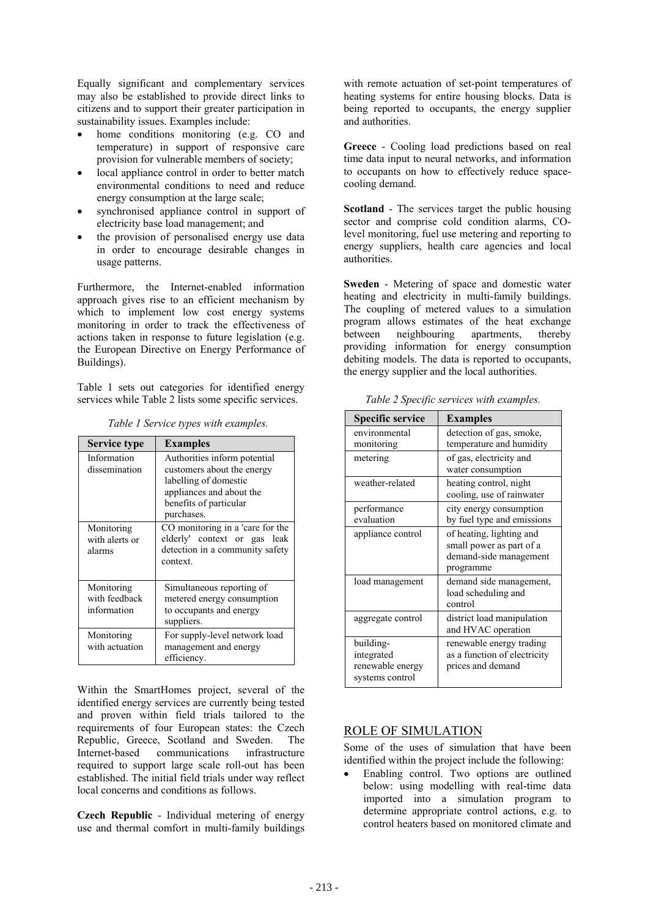Equally significant and complementary services may also be established to provide direct links to citizens and to support their greater participation in sustainability issues. Examples include:

- home conditions monitoring (e.g. CO and temperature) in support of responsive care provision for vulnerable members of society;
- local appliance control in order to better match environmental conditions to need and reduce energy consumption at the large scale;
- synchronised appliance control in support of electricity base load management; and
- the provision of personalised energy use data in order to encourage desirable changes in usage patterns.

Furthermore, the Internet-enabled information approach gives rise to an efficient mechanism by which to implement low cost energy systems monitoring in order to track the effectiveness of actions taken in response to future legislation (e.g. the European Directive on Energy Performance of Buildings).

Table 1 sets out categories for identified energy services while Table 2 lists some specific services.

*Table 1 Service types with examples.*

| Service type | Examples |
|---|---|
| Information dissemination | Authorities inform potential customers about the energy labelling of domestic appliances and about the benefits of particular purchases. |
| Monitoring with alerts or alarms | CO monitoring in a 'care for the elderly' context or gas leak detection in a community safety context. |
| Monitoring with feedback information | Simultaneous reporting of metered energy consumption to occupants and energy suppliers. |
| Monitoring with actuation | For supply-level network load management and energy efficiency. |

Within the SmartHomes project, several of the identified energy services are currently being tested and proven within field trials tailored to the requirements of four European states: the Czech Republic, Greece, Scotland and Sweden. The Internet-based communications infrastructure required to support large scale roll-out has been established. The initial field trials under way reflect local concerns and conditions as follows.

**Czech Republic** - Individual metering of energy use and thermal comfort in multi-family buildings with remote actuation of set-point temperatures of heating systems for entire housing blocks. Data is being reported to occupants, the energy supplier and authorities.

**Greece** - Cooling load predictions based on real time data input to neural networks, and information to occupants on how to effectively reduce space-cooling demand.

**Scotland** - The services target the public housing sector and comprise cold condition alarms, CO-level monitoring, fuel use metering and reporting to energy suppliers, health care agencies and local authorities.

**Sweden** - Metering of space and domestic water heating and electricity in multi-family buildings. The coupling of metered values to a simulation program allows estimates of the heat exchange between neighbouring apartments, thereby providing information for energy consumption debiting models. The data is reported to occupants, the energy supplier and the local authorities.

*Table 2 Specific services with examples.*

| Specific service | Examples |
|---|---|
| environmental monitoring | detection of gas, smoke, temperature and humidity |
| metering | of gas, electricity and water consumption |
| weather-related | heating control, night cooling, use of rainwater |
| performance evaluation | city energy consumption by fuel type and emissions |
| appliance control | of heating, lighting and small power as part of a demand-side management programme |
| load management | demand side management, load scheduling and control |
| aggregate control | district load manipulation and HVAC operation |
| building-integrated renewable energy systems control | renewable energy trading as a function of electricity prices and demand |

## ROLE OF SIMULATION

Some of the uses of simulation that have been identified within the project include the following:

- Enabling control. Two options are outlined below: using modelling with real-time data imported into a simulation program to determine appropriate control actions, e.g. to control heaters based on monitored climate and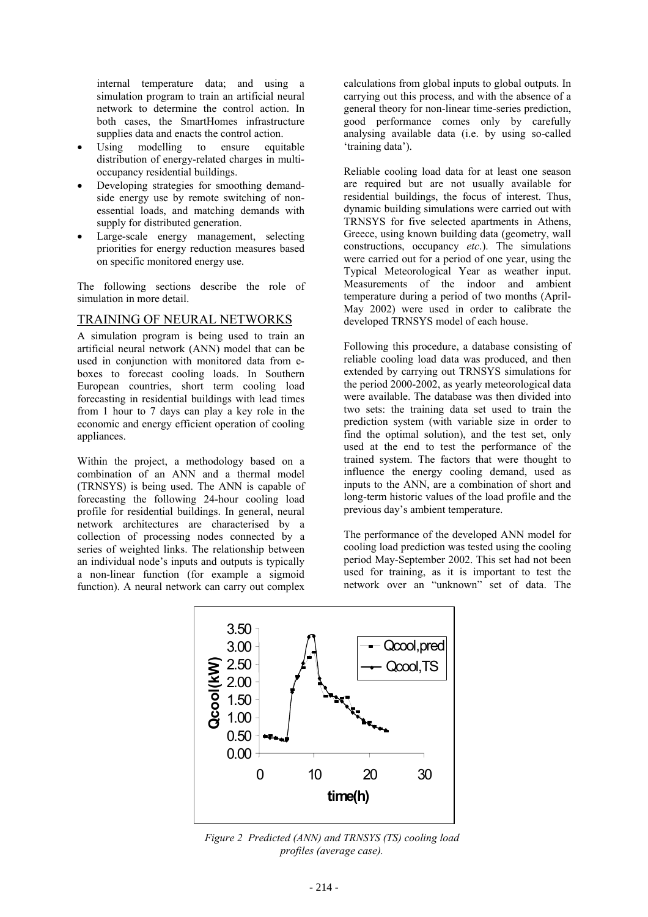internal temperature data; and using a simulation program to train an artificial neural network to determine the control action. In both cases, the SmartHomes infrastructure supplies data and enacts the control action.

- Using modelling to ensure equitable distribution of energy-related charges in multi-occupancy residential buildings.
- Developing strategies for smoothing demand-side energy use by remote switching of non-essential loads, and matching demands with supply for distributed generation.
- Large-scale energy management, selecting priorities for energy reduction measures based on specific monitored energy use.

The following sections describe the role of simulation in more detail.

## TRAINING OF NEURAL NETWORKS

A simulation program is being used to train an artificial neural network (ANN) model that can be used in conjunction with monitored data from e-boxes to forecast cooling loads. In Southern European countries, short term cooling load forecasting in residential buildings with lead times from 1 hour to 7 days can play a key role in the economic and energy efficient operation of cooling appliances.

Within the project, a methodology based on a combination of an ANN and a thermal model (TRNSYS) is being used. The ANN is capable of forecasting the following 24-hour cooling load profile for residential buildings. In general, neural network architectures are characterised by a collection of processing nodes connected by a series of weighted links. The relationship between an individual node's inputs and outputs is typically a non-linear function (for example a sigmoid function). A neural network can carry out complex calculations from global inputs to global outputs. In carrying out this process, and with the absence of a general theory for non-linear time-series prediction, good performance comes only by carefully analysing available data (i.e. by using so-called 'training data').

Reliable cooling load data for at least one season are required but are not usually available for residential buildings, the focus of interest. Thus, dynamic building simulations were carried out with TRNSYS for five selected apartments in Athens, Greece, using known building data (geometry, wall constructions, occupancy *etc*.). The simulations were carried out for a period of one year, using the Typical Meteorological Year as weather input. Measurements of the indoor and ambient temperature during a period of two months (April-May 2002) were used in order to calibrate the developed TRNSYS model of each house.

Following this procedure, a database consisting of reliable cooling load data was produced, and then extended by carrying out TRNSYS simulations for the period 2000-2002, as yearly meteorological data were available. The database was then divided into two sets: the training data set used to train the prediction system (with variable size in order to find the optimal solution), and the test set, only used at the end to test the performance of the trained system. The factors that were thought to influence the energy cooling demand, used as inputs to the ANN, are a combination of short and long-term historic values of the load profile and the previous day's ambient temperature.

The performance of the developed ANN model for cooling load prediction was tested using the cooling period May-September 2002. This set had not been used for training, as it is important to test the network over an "unknown" set of data. The

*Figure 2 Predicted (ANN) and TRNSYS (TS) cooling load profiles (average case).*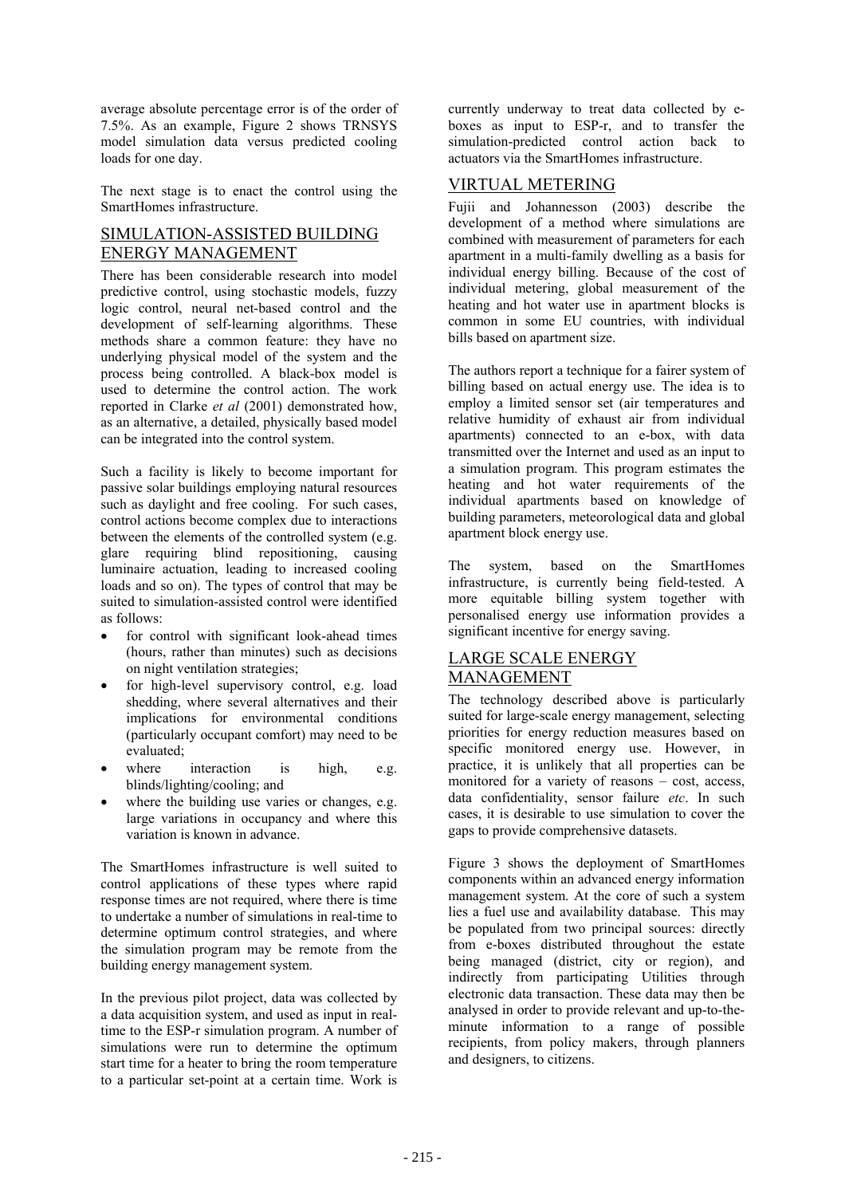average absolute percentage error is of the order of 7.5%. As an example, Figure 2 shows TRNSYS model simulation data versus predicted cooling loads for one day.

The next stage is to enact the control using the SmartHomes infrastructure.

## SIMULATION-ASSISTED BUILDING ENERGY MANAGEMENT

There has been considerable research into model predictive control, using stochastic models, fuzzy logic control, neural net-based control and the development of self-learning algorithms. These methods share a common feature: they have no underlying physical model of the system and the process being controlled. A black-box model is used to determine the control action. The work reported in Clarke *et al* (2001) demonstrated how, as an alternative, a detailed, physically based model can be integrated into the control system.

Such a facility is likely to become important for passive solar buildings employing natural resources such as daylight and free cooling. For such cases, control actions become complex due to interactions between the elements of the controlled system (e.g. glare requiring blind repositioning, causing luminaire actuation, leading to increased cooling loads and so on). The types of control that may be suited to simulation-assisted control were identified as follows:

- for control with significant look-ahead times (hours, rather than minutes) such as decisions on night ventilation strategies;
- for high-level supervisory control, e.g. load shedding, where several alternatives and their implications for environmental conditions (particularly occupant comfort) may need to be evaluated;
- where interaction is high, e.g. blinds/lighting/cooling; and
- where the building use varies or changes, e.g. large variations in occupancy and where this variation is known in advance.

The SmartHomes infrastructure is well suited to control applications of these types where rapid response times are not required, where there is time to undertake a number of simulations in real-time to determine optimum control strategies, and where the simulation program may be remote from the building energy management system.

In the previous pilot project, data was collected by a data acquisition system, and used as input in real-time to the ESP-r simulation program. A number of simulations were run to determine the optimum start time for a heater to bring the room temperature to a particular set-point at a certain time. Work is currently underway to treat data collected by e-boxes as input to ESP-r, and to transfer the simulation-predicted control action back to actuators via the SmartHomes infrastructure.

## VIRTUAL METERING

Fujii and Johannesson (2003) describe the development of a method where simulations are combined with measurement of parameters for each apartment in a multi-family dwelling as a basis for individual energy billing. Because of the cost of individual metering, global measurement of the heating and hot water use in apartment blocks is common in some EU countries, with individual bills based on apartment size.

The authors report a technique for a fairer system of billing based on actual energy use. The idea is to employ a limited sensor set (air temperatures and relative humidity of exhaust air from individual apartments) connected to an e-box, with data transmitted over the Internet and used as an input to a simulation program. This program estimates the heating and hot water requirements of the individual apartments based on knowledge of building parameters, meteorological data and global apartment block energy use.

The system, based on the SmartHomes infrastructure, is currently being field-tested. A more equitable billing system together with personalised energy use information provides a significant incentive for energy saving.

## LARGE SCALE ENERGY MANAGEMENT

The technology described above is particularly suited for large-scale energy management, selecting priorities for energy reduction measures based on specific monitored energy use. However, in practice, it is unlikely that all properties can be monitored for a variety of reasons – cost, access, data confidentiality, sensor failure *etc*. In such cases, it is desirable to use simulation to cover the gaps to provide comprehensive datasets.

Figure 3 shows the deployment of SmartHomes components within an advanced energy information management system. At the core of such a system lies a fuel use and availability database. This may be populated from two principal sources: directly from e-boxes distributed throughout the estate being managed (district, city or region), and indirectly from participating Utilities through electronic data transaction. These data may then be analysed in order to provide relevant and up-to-the-minute information to a range of possible recipients, from policy makers, through planners and designers, to citizens.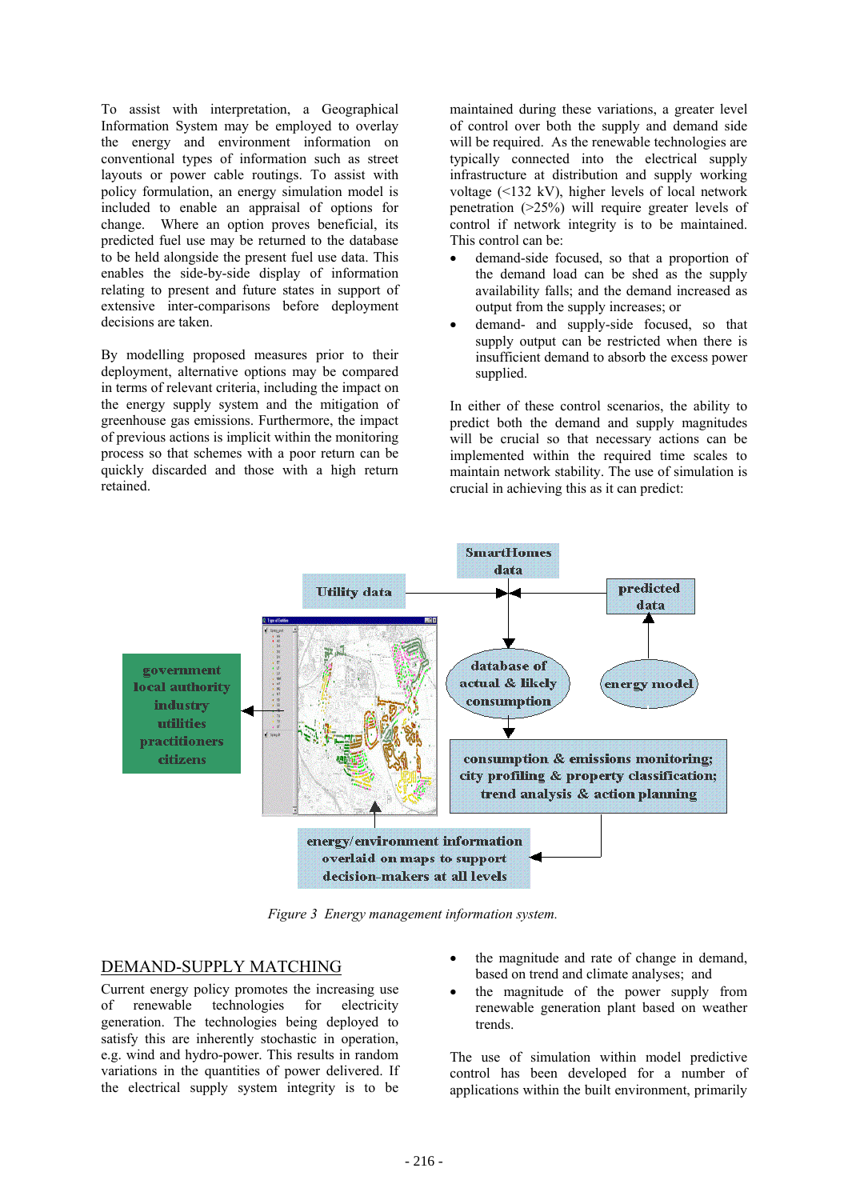To assist with interpretation, a Geographical Information System may be employed to overlay the energy and environment information on conventional types of information such as street layouts or power cable routings. To assist with policy formulation, an energy simulation model is included to enable an appraisal of options for change. Where an option proves beneficial, its predicted fuel use may be returned to the database to be held alongside the present fuel use data. This enables the side-by-side display of information relating to present and future states in support of extensive inter-comparisons before deployment decisions are taken.

By modelling proposed measures prior to their deployment, alternative options may be compared in terms of relevant criteria, including the impact on the energy supply system and the mitigation of greenhouse gas emissions. Furthermore, the impact of previous actions is implicit within the monitoring process so that schemes with a poor return can be quickly discarded and those with a high return retained.

maintained during these variations, a greater level of control over both the supply and demand side will be required. As the renewable technologies are typically connected into the electrical supply infrastructure at distribution and supply working voltage (<132 kV), higher levels of local network penetration (>25%) will require greater levels of control if network integrity is to be maintained. This control can be:

- demand-side focused, so that a proportion of the demand load can be shed as the supply availability falls; and the demand increased as output from the supply increases; or
- demand- and supply-side focused, so that supply output can be restricted when there is insufficient demand to absorb the excess power supplied.

In either of these control scenarios, the ability to predict both the demand and supply magnitudes will be crucial so that necessary actions can be implemented within the required time scales to maintain network stability. The use of simulation is crucial in achieving this as it can predict:

SmartHomes data

Utility data

predicted data

government
local authority
industry
utilities
practitioners
citizens

database of actual & likely consumption

energy model

consumption & emissions monitoring; city profiling & property classification; trend analysis & action planning

energy/environment information overlaid on maps to support decision-makers at all levels

*Figure 3 Energy management information system.*

## DEMAND-SUPPLY MATCHING

Current energy policy promotes the increasing use of renewable technologies for electricity generation. The technologies being deployed to satisfy this are inherently stochastic in operation, e.g. wind and hydro-power. This results in random variations in the quantities of power delivered. If the electrical supply system integrity is to be

- the magnitude and rate of change in demand, based on trend and climate analyses; and
- the magnitude of the power supply from renewable generation plant based on weather trends.

The use of simulation within model predictive control has been developed for a number of applications within the built environment, primarily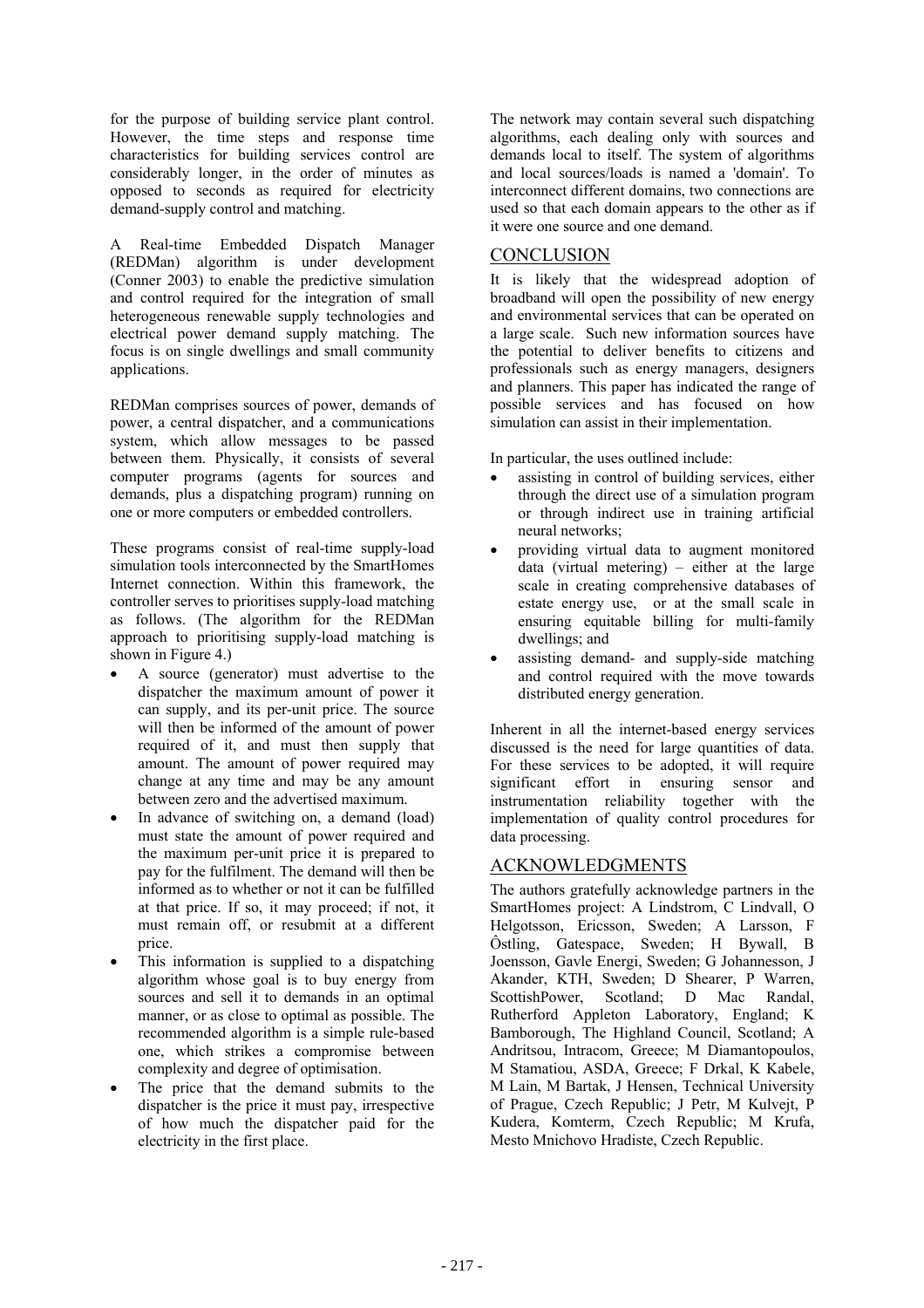for the purpose of building service plant control. However, the time steps and response time characteristics for building services control are considerably longer, in the order of minutes as opposed to seconds as required for electricity demand-supply control and matching.

A Real-time Embedded Dispatch Manager (REDMan) algorithm is under development (Conner 2003) to enable the predictive simulation and control required for the integration of small heterogeneous renewable supply technologies and electrical power demand supply matching. The focus is on single dwellings and small community applications.

REDMan comprises sources of power, demands of power, a central dispatcher, and a communications system, which allow messages to be passed between them. Physically, it consists of several computer programs (agents for sources and demands, plus a dispatching program) running on one or more computers or embedded controllers.

These programs consist of real-time supply-load simulation tools interconnected by the SmartHomes Internet connection. Within this framework, the controller serves to prioritises supply-load matching as follows. (The algorithm for the REDMan approach to prioritising supply-load matching is shown in Figure 4.)

- A source (generator) must advertise to the dispatcher the maximum amount of power it can supply, and its per-unit price. The source will then be informed of the amount of power required of it, and must then supply that amount. The amount of power required may change at any time and may be any amount between zero and the advertised maximum.
- In advance of switching on, a demand (load) must state the amount of power required and the maximum per-unit price it is prepared to pay for the fulfilment. The demand will then be informed as to whether or not it can be fulfilled at that price. If so, it may proceed; if not, it must remain off, or resubmit at a different price.
- This information is supplied to a dispatching algorithm whose goal is to buy energy from sources and sell it to demands in an optimal manner, or as close to optimal as possible. The recommended algorithm is a simple rule-based one, which strikes a compromise between complexity and degree of optimisation.
- The price that the demand submits to the dispatcher is the price it must pay, irrespective of how much the dispatcher paid for the electricity in the first place.

The network may contain several such dispatching algorithms, each dealing only with sources and demands local to itself. The system of algorithms and local sources/loads is named a 'domain'. To interconnect different domains, two connections are used so that each domain appears to the other as if it were one source and one demand.

## CONCLUSION

It is likely that the widespread adoption of broadband will open the possibility of new energy and environmental services that can be operated on a large scale. Such new information sources have the potential to deliver benefits to citizens and professionals such as energy managers, designers and planners. This paper has indicated the range of possible services and has focused on how simulation can assist in their implementation.

In particular, the uses outlined include:

- assisting in control of building services, either through the direct use of a simulation program or through indirect use in training artificial neural networks;
- providing virtual data to augment monitored data (virtual metering) – either at the large scale in creating comprehensive databases of estate energy use, or at the small scale in ensuring equitable billing for multi-family dwellings; and
- assisting demand- and supply-side matching and control required with the move towards distributed energy generation.

Inherent in all the internet-based energy services discussed is the need for large quantities of data. For these services to be adopted, it will require significant effort in ensuring sensor and instrumentation reliability together with the implementation of quality control procedures for data processing.

## ACKNOWLEDGMENTS

The authors gratefully acknowledge partners in the SmartHomes project: A Lindstrom, C Lindvall, O Helgotsson, Ericsson, Sweden; A Larsson, F Ôstling, Gatespace, Sweden; H Bywall, B Joensson, Gavle Energi, Sweden; G Johannesson, J Akander, KTH, Sweden; D Shearer, P Warren, ScottishPower, Scotland; D Mac Randal, Rutherford Appleton Laboratory, England; K Bamborough, The Highland Council, Scotland; A Andritsou, Intracom, Greece; M Diamantopoulos, M Stamatiou, ASDA, Greece; F Drkal, K Kabele, M Lain, M Bartak, J Hensen, Technical University of Prague, Czech Republic; J Petr, M Kulvejt, P Kudera, Komterm, Czech Republic; M Krufa, Mesto Mnichovo Hradiste, Czech Republic.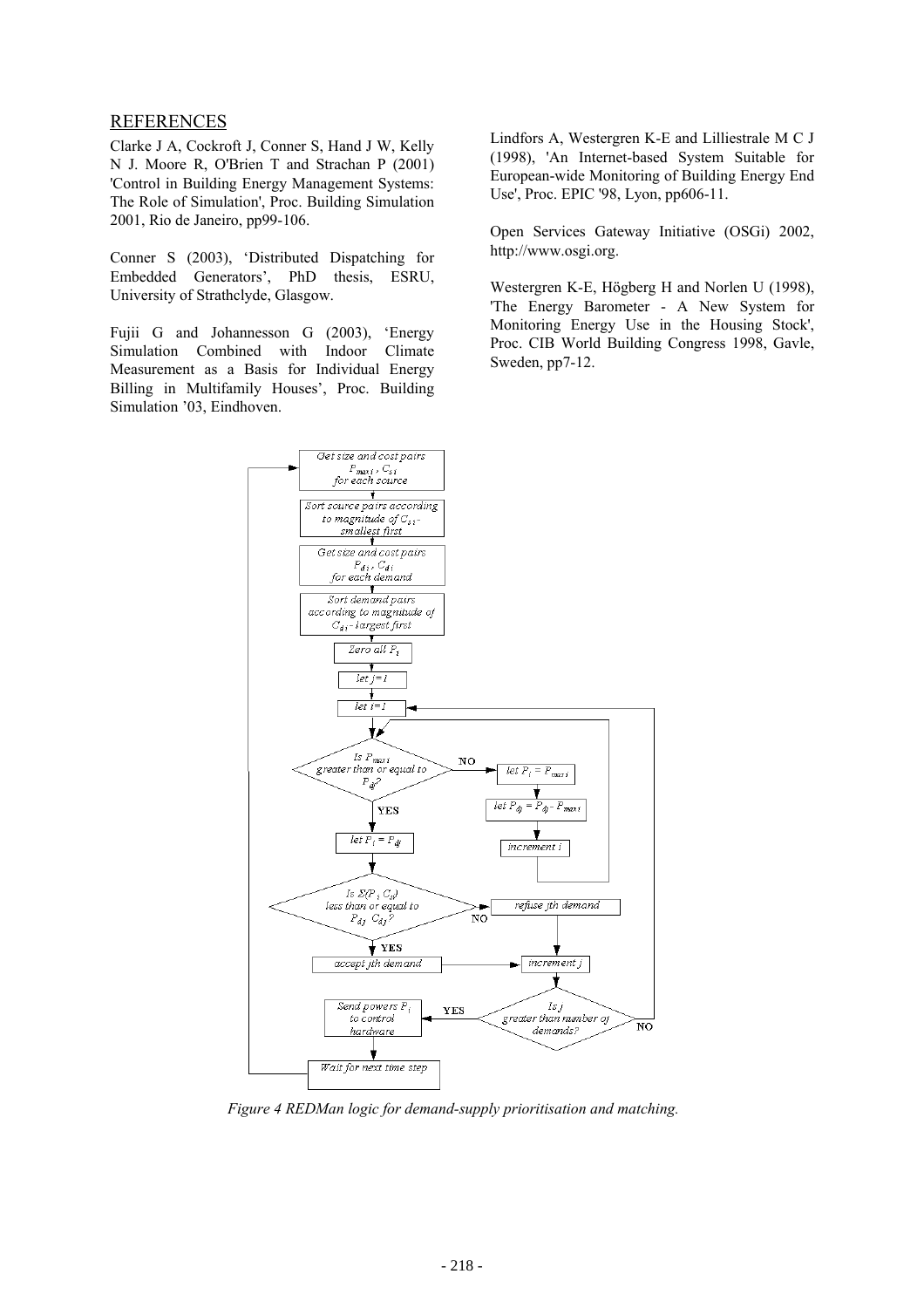## REFERENCES

Clarke J A, Cockroft J, Conner S, Hand J W, Kelly N J. Moore R, O'Brien T and Strachan P (2001) 'Control in Building Energy Management Systems: The Role of Simulation', Proc. Building Simulation 2001, Rio de Janeiro, pp99-106.

Conner S (2003), 'Distributed Dispatching for Embedded Generators', PhD thesis, ESRU, University of Strathclyde, Glasgow.

Fujii G and Johannesson G (2003), 'Energy Simulation Combined with Indoor Climate Measurement as a Basis for Individual Energy Billing in Multifamily Houses', Proc. Building Simulation '03, Eindhoven.

Lindfors A, Westergren K-E and Lilliestrale M C J (1998), 'An Internet-based System Suitable for European-wide Monitoring of Building Energy End Use', Proc. EPIC '98, Lyon, pp606-11.

Open Services Gateway Initiative (OSGi) 2002, http://www.osgi.org.

Westergren K-E, Högberg H and Norlen U (1998), 'The Energy Barometer - A New System for Monitoring Energy Use in the Housing Stock', Proc. CIB World Building Congress 1998, Gavle, Sweden, pp7-12.

Get size and cost pairs $P_{max\,i}$, $C_{s\,i}$ for each source

Sort source pairs according to magnitude of $C_{s\,i}$ - smallest first

Get size and cost pairs $P_{d\,i}$, $C_{d\,i}$ for each demand

Sort demand pairs according to magnitude of $C_{d\,i}$ - largest first

Zero all $P_i$

let j=1

let i=1

Is $P_{max\,i}$ greater than or equal to $P_{dj}$?

NO

let $P_i = P_{max\,i}$

let $P_{dj} = P_{dj} - P_{max\,i}$

increment i

YES

let $P_i = P_{dj}$

Is $\Sigma(P_i\, C_{si})$ less than or equal to $P_{dj}\, C_{dj}$?

NO

refuse jth demand

YES

accept jth demand

increment j

Is j greater than number of demands?

YES

NO

Send powers $P_i$ to control hardware

Wait for next time step

*Figure 4 REDMan logic for demand-supply prioritisation and matching.*